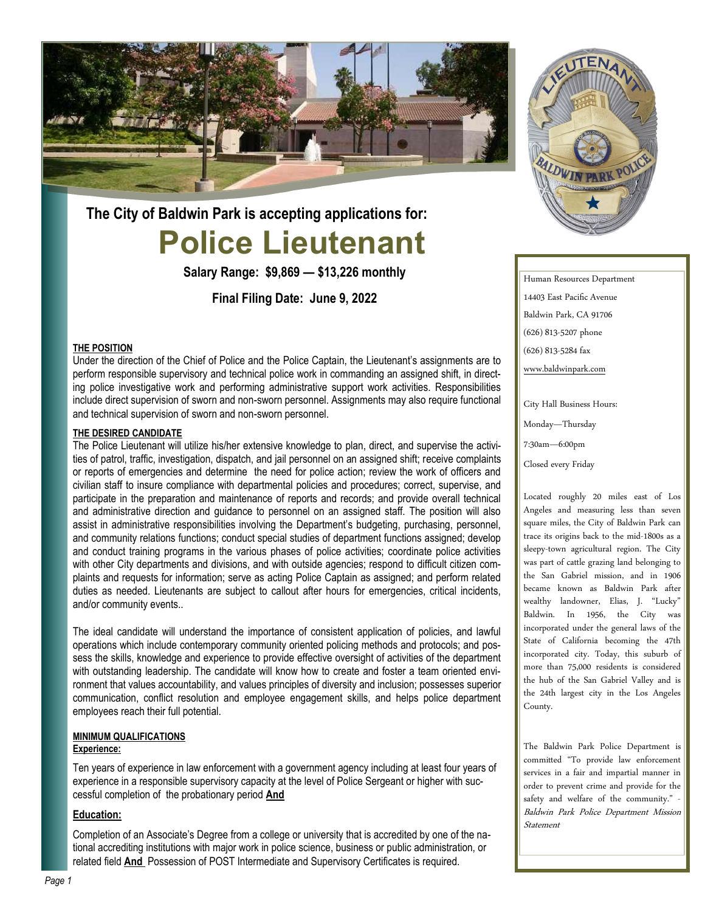The City of Baldwin Park is accepting applications for:

# Police Lieutenant

**Salary Range: $9,869 — $13,226 monthly**

**Final Filing Date: June 9, 2022**

## THE POSITION

Under the direction of the Chief of Police and the Police Captain, the Lieutenant's assignments are to perform responsible supervisory and technical police work in commanding an assigned shift, in directing police investigative work and performing administrative support work activities. Responsibilities include direct supervision of sworn and non-sworn personnel. Assignments may also require functional and technical supervision of sworn and non-sworn personnel.

## THE DESIRED CANDIDATE

The Police Lieutenant will utilize his/her extensive knowledge to plan, direct, and supervise the activities of patrol, traffic, investigation, dispatch, and jail personnel on an assigned shift; receive complaints or reports of emergencies and determine the need for police action; review the work of officers and civilian staff to insure compliance with departmental policies and procedures; correct, supervise, and participate in the preparation and maintenance of reports and records; and provide overall technical and administrative direction and guidance to personnel on an assigned staff. The position will also assist in administrative responsibilities involving the Department's budgeting, purchasing, personnel, and community relations functions; conduct special studies of department functions assigned; develop and conduct training programs in the various phases of police activities; coordinate police activities with other City departments and divisions, and with outside agencies; respond to difficult citizen complaints and requests for information; serve as acting Police Captain as assigned; and perform related duties as needed. Lieutenants are subject to callout after hours for emergencies, critical incidents, and/or community events..

The ideal candidate will understand the importance of consistent application of policies, and lawful operations which include contemporary community oriented policing methods and protocols; and possess the skills, knowledge and experience to provide effective oversight of activities of the department with outstanding leadership. The candidate will know how to create and foster a team oriented environment that values accountability, and values principles of diversity and inclusion; possesses superior communication, conflict resolution and employee engagement skills, and helps police department employees reach their full potential.

## MINIMUM QUALIFICATIONS

### Experience:

Ten years of experience in law enforcement with a government agency including at least four years of experience in a responsible supervisory capacity at the level of Police Sergeant or higher with successful completion of the probationary period **And**

### Education:

Completion of an Associate's Degree from a college or university that is accredited by one of the national accrediting institutions with major work in police science, business or public administration, or related field **And** Possession of POST Intermediate and Supervisory Certificates is required.

---

Human Resources Department
14403 East Pacific Avenue
Baldwin Park, CA 91706
(626) 813-5207 phone
(626) 813-5284 fax
www.baldwinpark.com

City Hall Business Hours:
Monday—Thursday
7:30am—6:00pm
Closed every Friday

Located roughly 20 miles east of Los Angeles and measuring less than seven square miles, the City of Baldwin Park can trace its origins back to the mid-1800s as a sleepy-town agricultural region. The City was part of cattle grazing land belonging to the San Gabriel mission, and in 1906 became known as Baldwin Park after wealthy landowner, Elias, J. "Lucky" Baldwin. In 1956, the City was incorporated under the general laws of the State of California becoming the 47th incorporated city. Today, this suburb of more than 75,000 residents is considered the hub of the San Gabriel Valley and is the 24th largest city in the Los Angeles County.

The Baldwin Park Police Department is committed "To provide law enforcement services in a fair and impartial manner in order to prevent crime and provide for the safety and welfare of the community." - *Baldwin Park Police Department Mission Statement*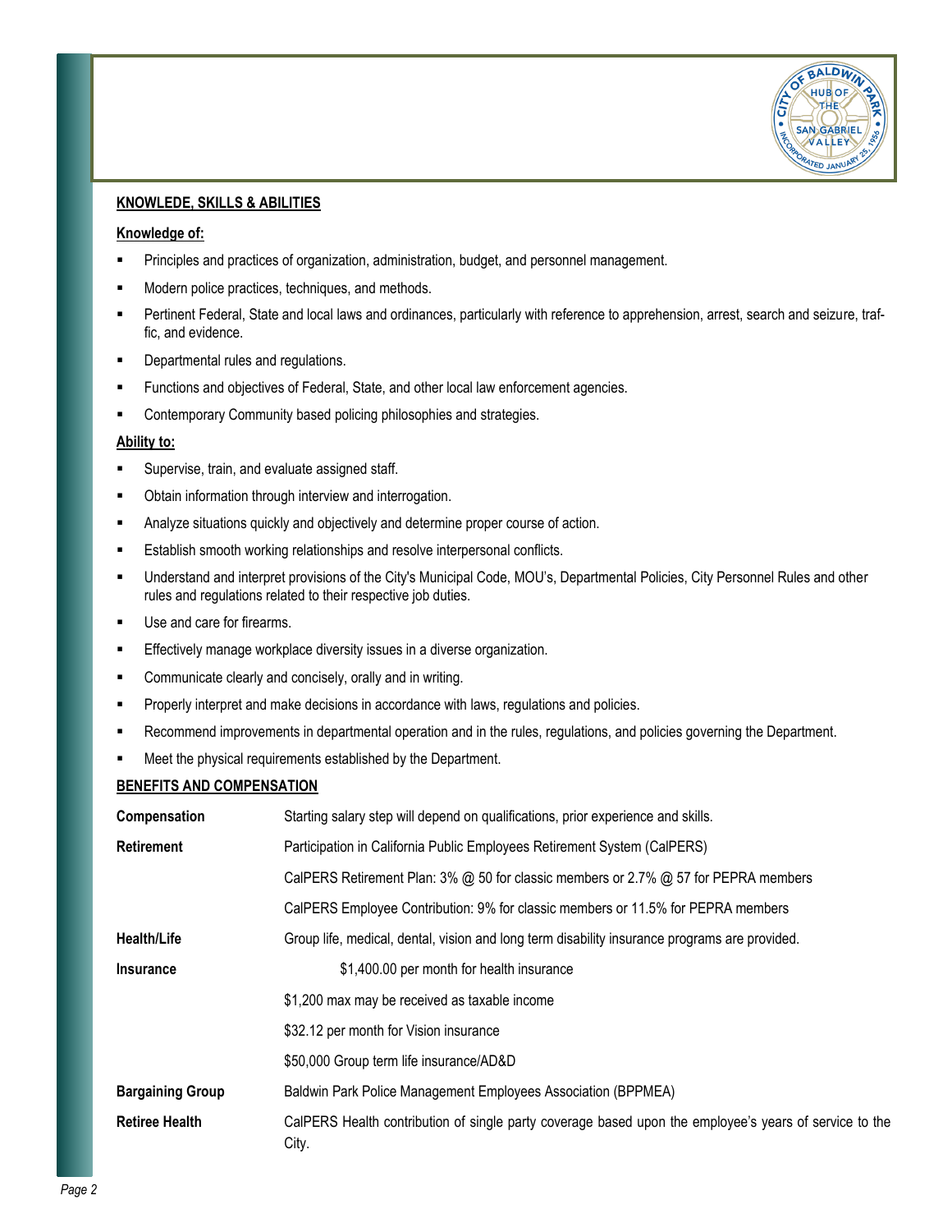## KNOWLEDE, SKILLS & ABILITIES

### Knowledge of:

- Principles and practices of organization, administration, budget, and personnel management.
- Modern police practices, techniques, and methods.
- Pertinent Federal, State and local laws and ordinances, particularly with reference to apprehension, arrest, search and seizure, traffic, and evidence.
- Departmental rules and regulations.
- Functions and objectives of Federal, State, and other local law enforcement agencies.
- Contemporary Community based policing philosophies and strategies.

### Ability to:

- Supervise, train, and evaluate assigned staff.
- Obtain information through interview and interrogation.
- Analyze situations quickly and objectively and determine proper course of action.
- Establish smooth working relationships and resolve interpersonal conflicts.
- Understand and interpret provisions of the City's Municipal Code, MOU's, Departmental Policies, City Personnel Rules and other rules and regulations related to their respective job duties.
- Use and care for firearms.
- Effectively manage workplace diversity issues in a diverse organization.
- Communicate clearly and concisely, orally and in writing.
- Properly interpret and make decisions in accordance with laws, regulations and policies.
- Recommend improvements in departmental operation and in the rules, regulations, and policies governing the Department.
- Meet the physical requirements established by the Department.

## BENEFITS AND COMPENSATION

| | |
|---|---|
| **Compensation** | Starting salary step will depend on qualifications, prior experience and skills. |
| **Retirement** | Participation in California Public Employees Retirement System (CalPERS) |
| | CalPERS Retirement Plan: 3% @ 50 for classic members or 2.7% @ 57 for PEPRA members |
| | CalPERS Employee Contribution: 9% for classic members or 11.5% for PEPRA members |
| **Health/Life** | Group life, medical, dental, vision and long term disability insurance programs are provided. |
| **Insurance** | $1,400.00 per month for health insurance |
| | $1,200 max may be received as taxable income |
| | $32.12 per month for Vision insurance |
| | $50,000 Group term life insurance/AD&D |
| **Bargaining Group** | Baldwin Park Police Management Employees Association (BPPMEA) |
| **Retiree Health** | CalPERS Health contribution of single party coverage based upon the employee's years of service to the City. |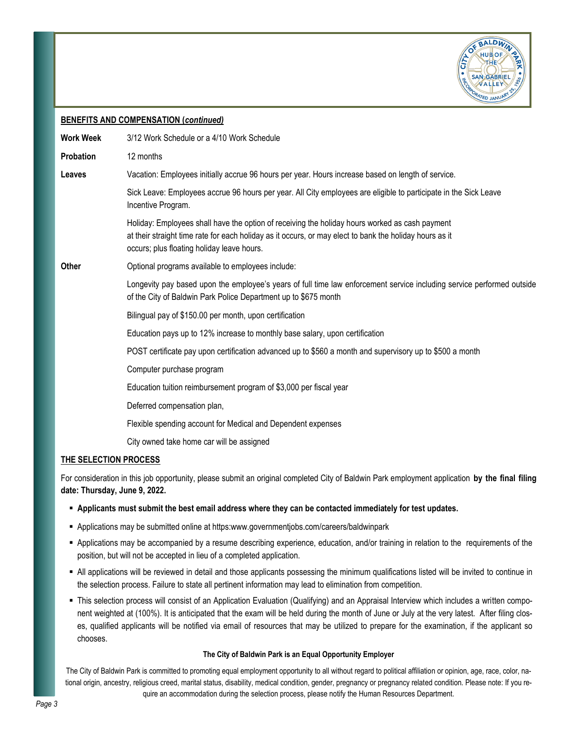**BENEFITS AND COMPENSATION (*continued*)**

| | |
|---|---|
| **Work Week** | 3/12 Work Schedule or a 4/10 Work Schedule |
| **Probation** | 12 months |
| **Leaves** | Vacation: Employees initially accrue 96 hours per year. Hours increase based on length of service. |
| | Sick Leave: Employees accrue 96 hours per year. All City employees are eligible to participate in the Sick Leave Incentive Program. |
| | Holiday: Employees shall have the option of receiving the holiday hours worked as cash payment at their straight time rate for each holiday as it occurs, or may elect to bank the holiday hours as it occurs; plus floating holiday leave hours. |
| **Other** | Optional programs available to employees include: |
| | Longevity pay based upon the employee's years of full time law enforcement service including service performed outside of the City of Baldwin Park Police Department up to $675 month |
| | Bilingual pay of $150.00 per month, upon certification |
| | Education pays up to 12% increase to monthly base salary, upon certification |
| | POST certificate pay upon certification advanced up to $560 a month and supervisory up to $500 a month |
| | Computer purchase program |
| | Education tuition reimbursement program of $3,000 per fiscal year |
| | Deferred compensation plan, |
| | Flexible spending account for Medical and Dependent expenses |
| | City owned take home car will be assigned |

**THE SELECTION PROCESS**

For consideration in this job opportunity, please submit an original completed City of Baldwin Park employment application **by the final filing date: Thursday, June 9, 2022.**

- **Applicants must submit the best email address where they can be contacted immediately for test updates.**
- Applications may be submitted online at https:www.governmentjobs.com/careers/baldwinpark
- Applications may be accompanied by a resume describing experience, education, and/or training in relation to the requirements of the position, but will not be accepted in lieu of a completed application.
- All applications will be reviewed in detail and those applicants possessing the minimum qualifications listed will be invited to continue in the selection process. Failure to state all pertinent information may lead to elimination from competition.
- This selection process will consist of an Application Evaluation (Qualifying) and an Appraisal Interview which includes a written component weighted at (100%). It is anticipated that the exam will be held during the month of June or July at the very latest. After filing closes, qualified applicants will be notified via email of resources that may be utilized to prepare for the examination, if the applicant so chooses.

**The City of Baldwin Park is an Equal Opportunity Employer**

The City of Baldwin Park is committed to promoting equal employment opportunity to all without regard to political affiliation or opinion, age, race, color, national origin, ancestry, religious creed, marital status, disability, medical condition, gender, pregnancy or pregnancy related condition. Please note: If you require an accommodation during the selection process, please notify the Human Resources Department.